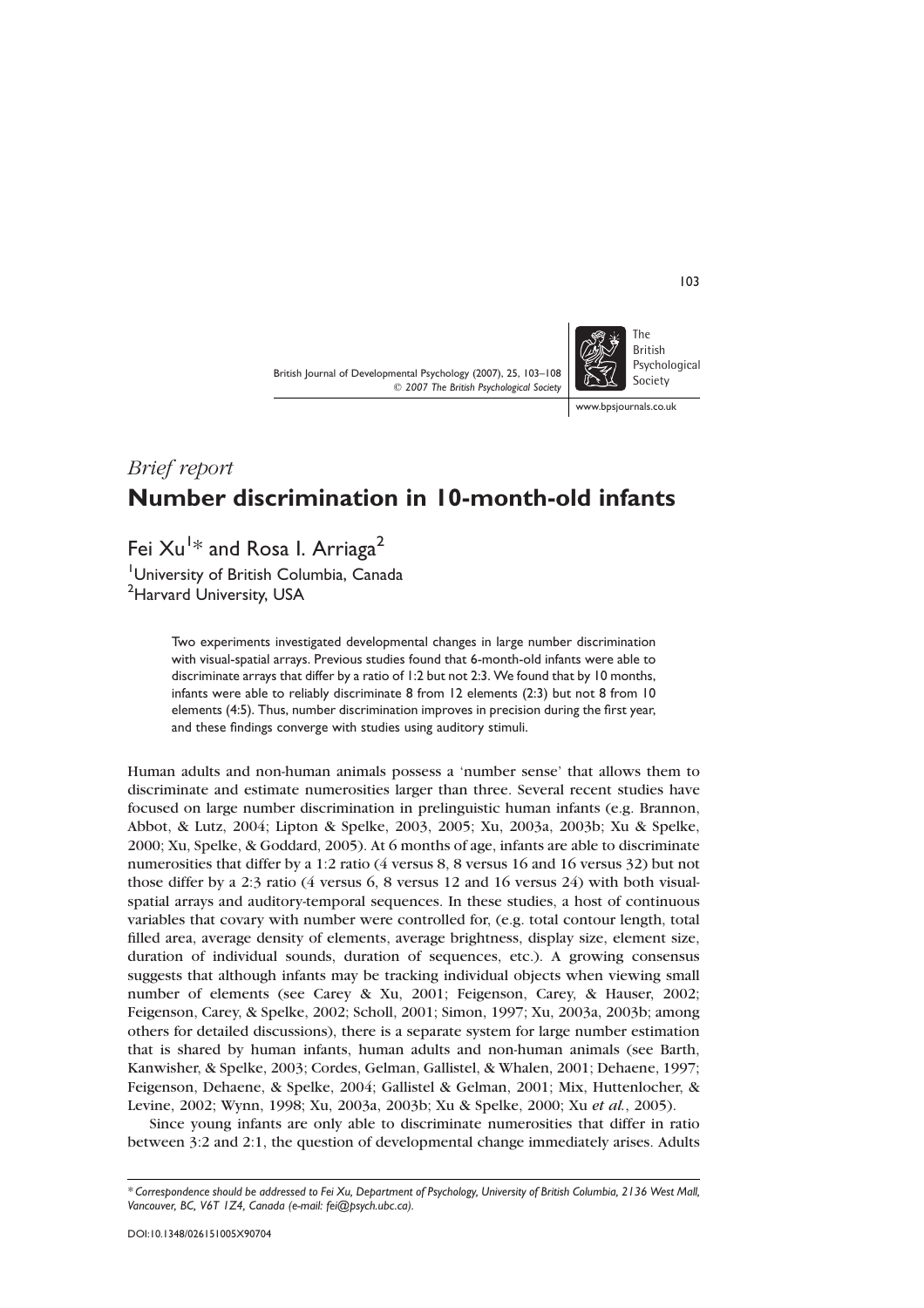*Brief report*

# Number discrimination in 10-month-old infants

Fei Xu[1]* and Rosa I. Arriaga[2]

[1]University of British Columbia, Canada
[2]Harvard University, USA

> Two experiments investigated developmental changes in large number discrimination with visual-spatial arrays. Previous studies found that 6-month-old infants were able to discriminate arrays that differ by a ratio of 1:2 but not 2:3. We found that by 10 months, infants were able to reliably discriminate 8 from 12 elements (2:3) but not 8 from 10 elements (4:5). Thus, number discrimination improves in precision during the first year, and these findings converge with studies using auditory stimuli.

Human adults and non-human animals possess a 'number sense' that allows them to discriminate and estimate numerosities larger than three. Several recent studies have focused on large number discrimination in prelinguistic human infants (e.g. Brannon, Abbot, & Lutz, 2004; Lipton & Spelke, 2003, 2005; Xu, 2003a, 2003b; Xu & Spelke, 2000; Xu, Spelke, & Goddard, 2005). At 6 months of age, infants are able to discriminate numerosities that differ by a 1:2 ratio (4 versus 8, 8 versus 16 and 16 versus 32) but not those differ by a 2:3 ratio (4 versus 6, 8 versus 12 and 16 versus 24) with both visual-spatial arrays and auditory-temporal sequences. In these studies, a host of continuous variables that covary with number were controlled for, (e.g. total contour length, total filled area, average density of elements, average brightness, display size, element size, duration of individual sounds, duration of sequences, etc.). A growing consensus suggests that although infants may be tracking individual objects when viewing small number of elements (see Carey & Xu, 2001; Feigenson, Carey, & Hauser, 2002; Feigenson, Carey, & Spelke, 2002; Scholl, 2001; Simon, 1997; Xu, 2003a, 2003b; among others for detailed discussions), there is a separate system for large number estimation that is shared by human infants, human adults and non-human animals (see Barth, Kanwisher, & Spelke, 2003; Cordes, Gelman, Gallistel, & Whalen, 2001; Dehaene, 1997; Feigenson, Dehaene, & Spelke, 2004; Gallistel & Gelman, 2001; Mix, Huttenlocher, & Levine, 2002; Wynn, 1998; Xu, 2003a, 2003b; Xu & Spelke, 2000; Xu *et al.*, 2005).

Since young infants are only able to discriminate numerosities that differ in ratio between 3:2 and 2:1, the question of developmental change immediately arises. Adults

*Correspondence should be addressed to Fei Xu, Department of Psychology, University of British Columbia, 2136 West Mall, Vancouver, BC, V6T 1Z4, Canada (e-mail: fei@psych.ubc.ca).*

DOI:10.1348/026151005X90704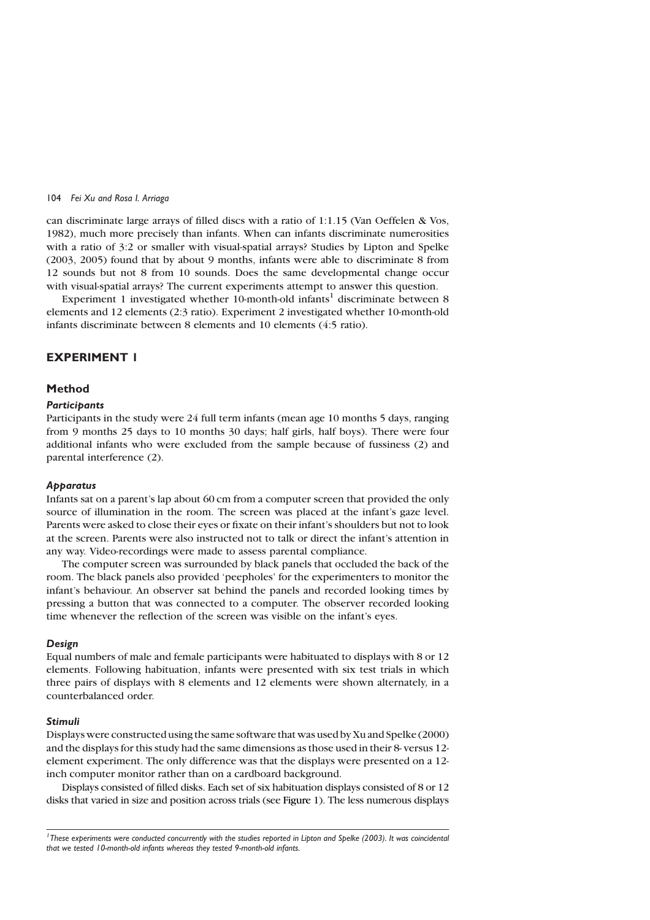can discriminate large arrays of filled discs with a ratio of 1:1.15 (Van Oeffelen & Vos, 1982), much more precisely than infants. When can infants discriminate numerosities with a ratio of 3:2 or smaller with visual-spatial arrays? Studies by Lipton and Spelke (2003, 2005) found that by about 9 months, infants were able to discriminate 8 from 12 sounds but not 8 from 10 sounds. Does the same developmental change occur with visual-spatial arrays? The current experiments attempt to answer this question.

Experiment 1 investigated whether 10-month-old infants[1] discriminate between 8 elements and 12 elements (2:3 ratio). Experiment 2 investigated whether 10-month-old infants discriminate between 8 elements and 10 elements (4:5 ratio).

## EXPERIMENT 1

### Method

#### *Participants*

Participants in the study were 24 full term infants (mean age 10 months 5 days, ranging from 9 months 25 days to 10 months 30 days; half girls, half boys). There were four additional infants who were excluded from the sample because of fussiness (2) and parental interference (2).

#### *Apparatus*

Infants sat on a parent's lap about 60 cm from a computer screen that provided the only source of illumination in the room. The screen was placed at the infant's gaze level. Parents were asked to close their eyes or fixate on their infant's shoulders but not to look at the screen. Parents were also instructed not to talk or direct the infant's attention in any way. Video-recordings were made to assess parental compliance.

The computer screen was surrounded by black panels that occluded the back of the room. The black panels also provided 'peepholes' for the experimenters to monitor the infant's behaviour. An observer sat behind the panels and recorded looking times by pressing a button that was connected to a computer. The observer recorded looking time whenever the reflection of the screen was visible on the infant's eyes.

#### *Design*

Equal numbers of male and female participants were habituated to displays with 8 or 12 elements. Following habituation, infants were presented with six test trials in which three pairs of displays with 8 elements and 12 elements were shown alternately, in a counterbalanced order.

#### *Stimuli*

Displays were constructed using the same software that was used by Xu and Spelke (2000) and the displays for this study had the same dimensions as those used in their 8- versus 12-element experiment. The only difference was that the displays were presented on a 12-inch computer monitor rather than on a cardboard background.

Displays consisted of filled disks. Each set of six habituation displays consisted of 8 or 12 disks that varied in size and position across trials (see Figure 1). The less numerous displays

---

[1] *These experiments were conducted concurrently with the studies reported in Lipton and Spelke (2003). It was coincidental that we tested 10-month-old infants whereas they tested 9-month-old infants.*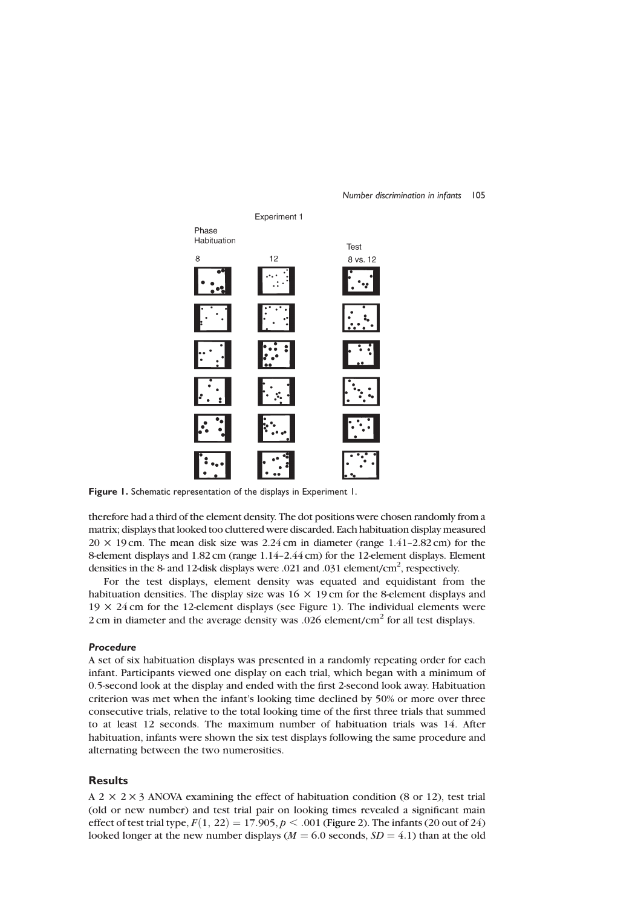Figure 1. Schematic representation of the displays in Experiment 1.

therefore had a third of the element density. The dot positions were chosen randomly from a matrix; displays that looked too cluttered were discarded. Each habituation display measured $20 \times 19$ cm. The mean disk size was 2.24 cm in diameter (range 1.41–2.82 cm) for the 8-element displays and 1.82 cm (range 1.14–2.44 cm) for the 12-element displays. Element densities in the 8- and 12-disk displays were .021 and .031 element/cm$^2$, respectively.

For the test displays, element density was equated and equidistant from the habituation densities. The display size was $16 \times 19$ cm for the 8-element displays and $19 \times 24$ cm for the 12-element displays (see Figure 1). The individual elements were 2 cm in diameter and the average density was .026 element/cm$^2$ for all test displays.

### *Procedure*

A set of six habituation displays was presented in a randomly repeating order for each infant. Participants viewed one display on each trial, which began with a minimum of 0.5-second look at the display and ended with the first 2-second look away. Habituation criterion was met when the infant's looking time declined by 50% or more over three consecutive trials, relative to the total looking time of the first three trials that summed to at least 12 seconds. The maximum number of habituation trials was 14. After habituation, infants were shown the six test displays following the same procedure and alternating between the two numerosities.

## Results

A $2 \times 2 \times 3$ ANOVA examining the effect of habituation condition (8 or 12), test trial (old or new number) and test trial pair on looking times revealed a significant main effect of test trial type, $F(1, 22) = 17.905, p < .001$ (Figure 2). The infants (20 out of 24) looked longer at the new number displays ($M = 6.0$ seconds, $SD = 4.1$) than at the old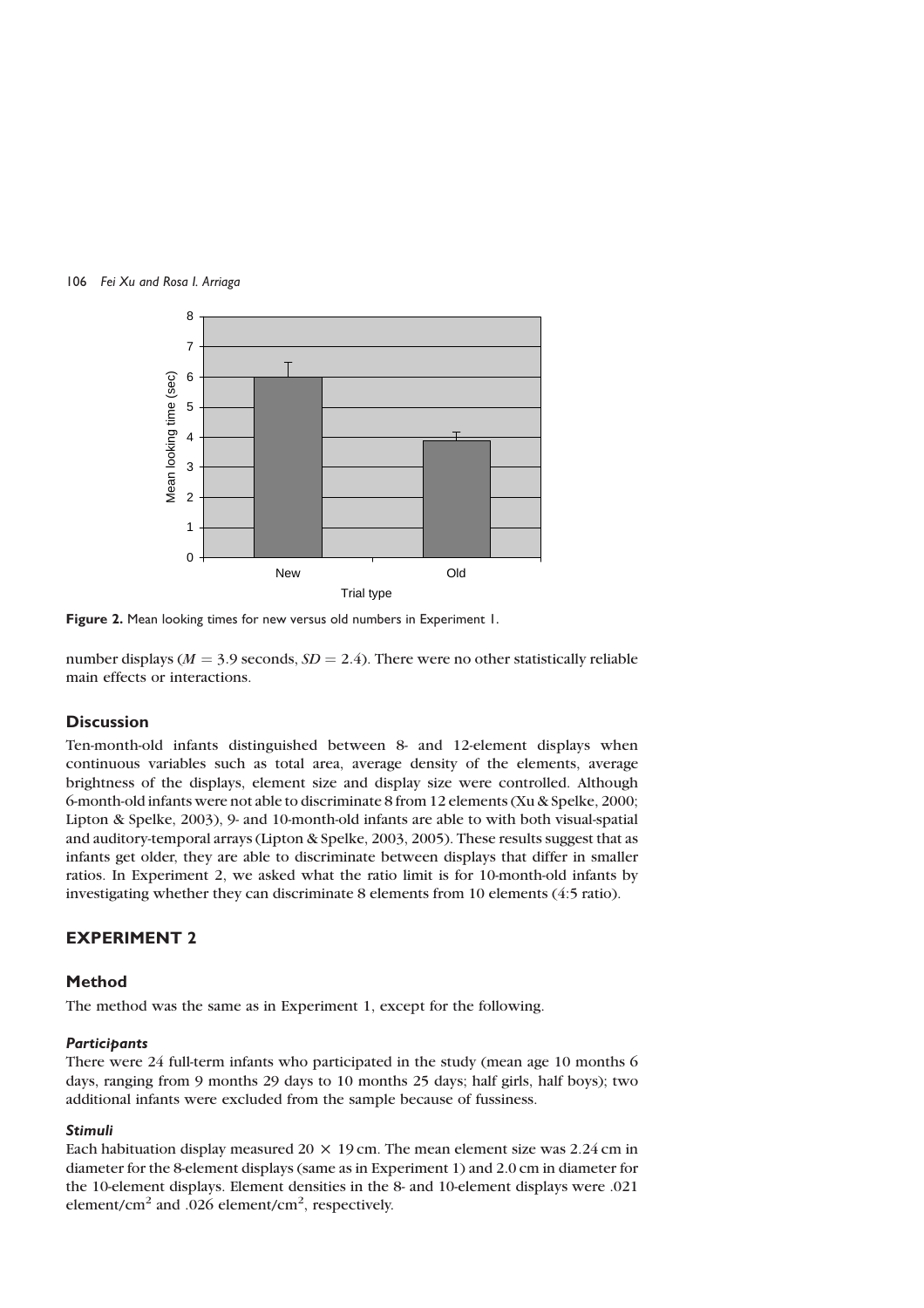**Figure 2.** Mean looking times for new versus old numbers in Experiment 1.

number displays ($M = 3.9$ seconds, $SD = 2.4$). There were no other statistically reliable main effects or interactions.

## Discussion

Ten-month-old infants distinguished between 8- and 12-element displays when continuous variables such as total area, average density of the elements, average brightness of the displays, element size and display size were controlled. Although 6-month-old infants were not able to discriminate 8 from 12 elements (Xu & Spelke, 2000; Lipton & Spelke, 2003), 9- and 10-month-old infants are able to with both visual-spatial and auditory-temporal arrays (Lipton & Spelke, 2003, 2005). These results suggest that as infants get older, they are able to discriminate between displays that differ in smaller ratios. In Experiment 2, we asked what the ratio limit is for 10-month-old infants by investigating whether they can discriminate 8 elements from 10 elements (4:5 ratio).

# EXPERIMENT 2

## Method

The method was the same as in Experiment 1, except for the following.

### *Participants*

There were 24 full-term infants who participated in the study (mean age 10 months 6 days, ranging from 9 months 29 days to 10 months 25 days; half girls, half boys); two additional infants were excluded from the sample because of fussiness.

### *Stimuli*

Each habituation display measured $20 \times 19$ cm. The mean element size was 2.24 cm in diameter for the 8-element displays (same as in Experiment 1) and 2.0 cm in diameter for the 10-element displays. Element densities in the 8- and 10-element displays were .021 element/cm$^2$ and .026 element/cm$^2$, respectively.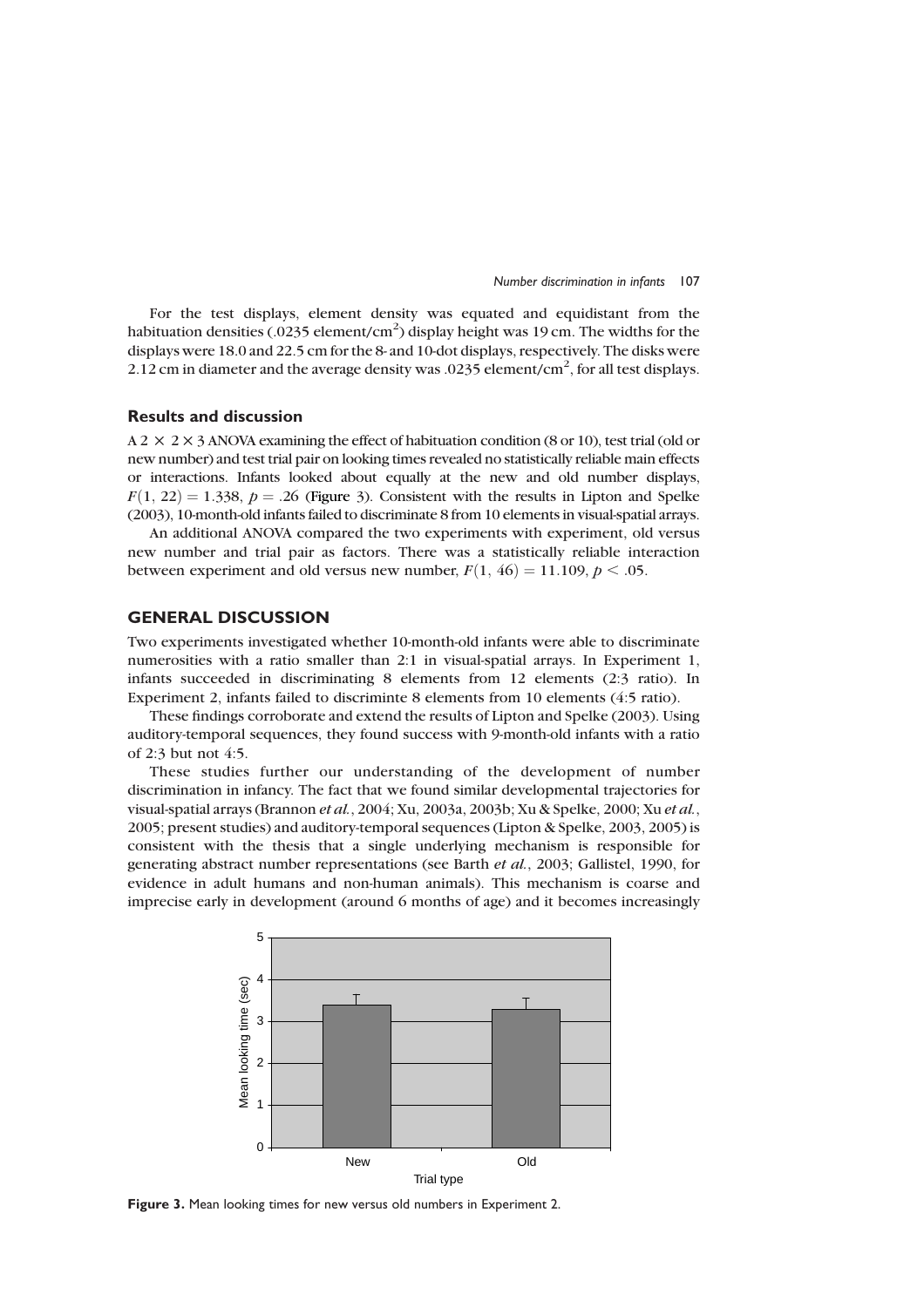For the test displays, element density was equated and equidistant from the habituation densities (.0235 element/cm$^2$) display height was 19 cm. The widths for the displays were 18.0 and 22.5 cm for the 8- and 10-dot displays, respectively. The disks were 2.12 cm in diameter and the average density was .0235 element/cm$^2$, for all test displays.

### Results and discussion

A $2 \times 2 \times 3$ ANOVA examining the effect of habituation condition (8 or 10), test trial (old or new number) and test trial pair on looking times revealed no statistically reliable main effects or interactions. Infants looked about equally at the new and old number displays, $F(1, 22) = 1.338$, $p = .26$ (Figure 3). Consistent with the results in Lipton and Spelke (2003), 10-month-old infants failed to discriminate 8 from 10 elements in visual-spatial arrays.

An additional ANOVA compared the two experiments with experiment, old versus new number and trial pair as factors. There was a statistically reliable interaction between experiment and old versus new number, $F(1, 46) = 11.109$, $p < .05$.

## GENERAL DISCUSSION

Two experiments investigated whether 10-month-old infants were able to discriminate numerosities with a ratio smaller than 2:1 in visual-spatial arrays. In Experiment 1, infants succeeded in discriminating 8 elements from 12 elements (2:3 ratio). In Experiment 2, infants failed to discriminte 8 elements from 10 elements (4:5 ratio).

These findings corroborate and extend the results of Lipton and Spelke (2003). Using auditory-temporal sequences, they found success with 9-month-old infants with a ratio of 2:3 but not 4:5.

These studies further our understanding of the development of number discrimination in infancy. The fact that we found similar developmental trajectories for visual-spatial arrays (Brannon *et al.*, 2004; Xu, 2003a, 2003b; Xu & Spelke, 2000; Xu *et al.*, 2005; present studies) and auditory-temporal sequences (Lipton & Spelke, 2003, 2005) is consistent with the thesis that a single underlying mechanism is responsible for generating abstract number representations (see Barth *et al.*, 2003; Gallistel, 1990, for evidence in adult humans and non-human animals). This mechanism is coarse and imprecise early in development (around 6 months of age) and it becomes increasingly

**Figure 3.** Mean looking times for new versus old numbers in Experiment 2.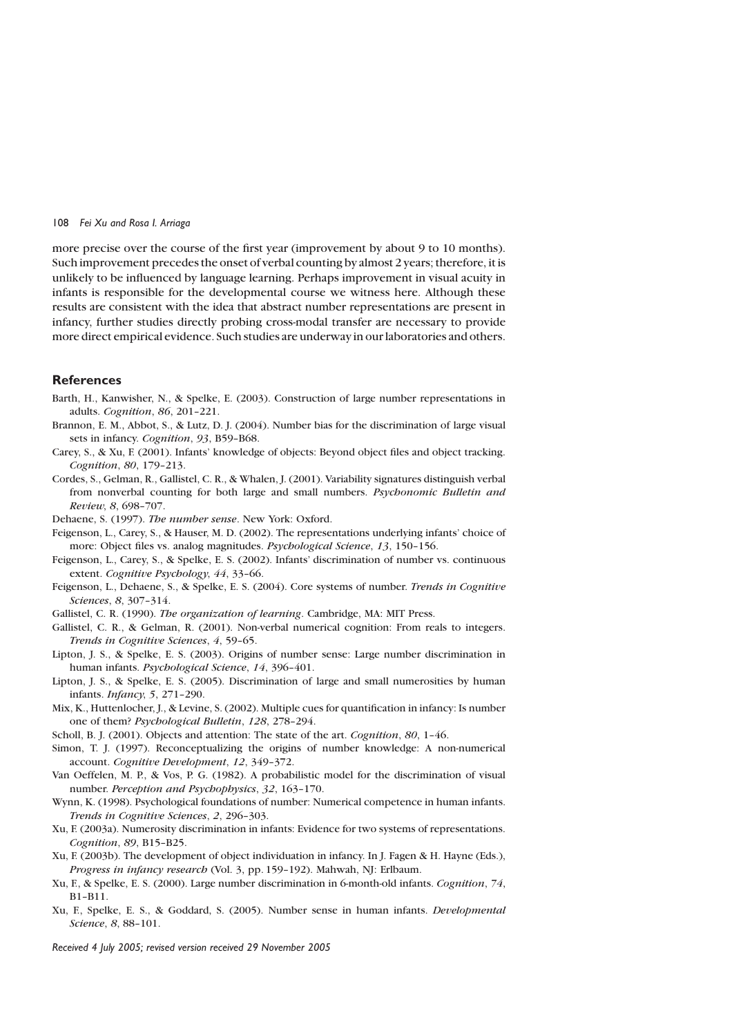more precise over the course of the first year (improvement by about 9 to 10 months). Such improvement precedes the onset of verbal counting by almost 2 years; therefore, it is unlikely to be influenced by language learning. Perhaps improvement in visual acuity in infants is responsible for the developmental course we witness here. Although these results are consistent with the idea that abstract number representations are present in infancy, further studies directly probing cross-modal transfer are necessary to provide more direct empirical evidence. Such studies are underway in our laboratories and others.

## References

Barth, H., Kanwisher, N., & Spelke, E. (2003). Construction of large number representations in adults. *Cognition*, *86*, 201–221.

Brannon, E. M., Abbot, S., & Lutz, D. J. (2004). Number bias for the discrimination of large visual sets in infancy. *Cognition*, *93*, B59–B68.

Carey, S., & Xu, F. (2001). Infants' knowledge of objects: Beyond object files and object tracking. *Cognition*, *80*, 179–213.

Cordes, S., Gelman, R., Gallistel, C. R., & Whalen, J. (2001). Variability signatures distinguish verbal from nonverbal counting for both large and small numbers. *Psychonomic Bulletin and Review*, *8*, 698–707.

Dehaene, S. (1997). *The number sense*. New York: Oxford.

Feigenson, L., Carey, S., & Hauser, M. D. (2002). The representations underlying infants' choice of more: Object files vs. analog magnitudes. *Psychological Science*, *13*, 150–156.

Feigenson, L., Carey, S., & Spelke, E. S. (2002). Infants' discrimination of number vs. continuous extent. *Cognitive Psychology*, *44*, 33–66.

Feigenson, L., Dehaene, S., & Spelke, E. S. (2004). Core systems of number. *Trends in Cognitive Sciences*, *8*, 307–314.

Gallistel, C. R. (1990). *The organization of learning*. Cambridge, MA: MIT Press.

Gallistel, C. R., & Gelman, R. (2001). Non-verbal numerical cognition: From reals to integers. *Trends in Cognitive Sciences*, *4*, 59–65.

Lipton, J. S., & Spelke, E. S. (2003). Origins of number sense: Large number discrimination in human infants. *Psychological Science*, *14*, 396–401.

Lipton, J. S., & Spelke, E. S. (2005). Discrimination of large and small numerosities by human infants. *Infancy*, *5*, 271–290.

Mix, K., Huttenlocher, J., & Levine, S. (2002). Multiple cues for quantification in infancy: Is number one of them? *Psychological Bulletin*, *128*, 278–294.

Scholl, B. J. (2001). Objects and attention: The state of the art. *Cognition*, *80*, 1–46.

Simon, T. J. (1997). Reconceptualizing the origins of number knowledge: A non-numerical account. *Cognitive Development*, *12*, 349–372.

Van Oeffelen, M. P., & Vos, P. G. (1982). A probabilistic model for the discrimination of visual number. *Perception and Psychophysics*, *32*, 163–170.

Wynn, K. (1998). Psychological foundations of number: Numerical competence in human infants. *Trends in Cognitive Sciences*, *2*, 296–303.

Xu, F. (2003a). Numerosity discrimination in infants: Evidence for two systems of representations. *Cognition*, *89*, B15–B25.

Xu, F. (2003b). The development of object individuation in infancy. In J. Fagen & H. Hayne (Eds.), *Progress in infancy research* (Vol. 3, pp. 159–192). Mahwah, NJ: Erlbaum.

Xu, F., & Spelke, E. S. (2000). Large number discrimination in 6-month-old infants. *Cognition*, *74*, B1–B11.

Xu, F., Spelke, E. S., & Goddard, S. (2005). Number sense in human infants. *Developmental Science*, *8*, 88–101.

*Received 4 July 2005; revised version received 29 November 2005*